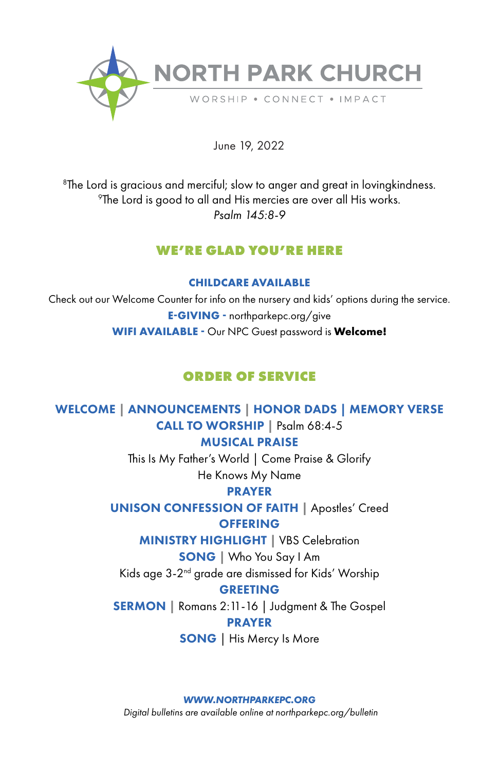# NORTH PARK CHURCH

WORSHIP • CONNECT • IMPACT

June 19, 2022

[8]The Lord is gracious and merciful; slow to anger and great in lovingkindness. [9]The Lord is good to all and His mercies are over all His works.
*Psalm 145:8-9*

## WE'RE GLAD YOU'RE HERE

**CHILDCARE AVAILABLE**

Check out our Welcome Counter for info on the nursery and kids' options during the service.

**E-GIVING -** northparkpc.org/give

**WIFI AVAILABLE -** Our NPC Guest password is **Welcome!**

## ORDER OF SERVICE

**WELCOME | ANNOUNCEMENTS | HONOR DADS | MEMORY VERSE**

**CALL TO WORSHIP** | Psalm 68:4-5

**MUSICAL PRAISE**

This Is My Father's World | Come Praise & Glorify

He Knows My Name

**PRAYER**

**UNISON CONFESSION OF FAITH** | Apostles' Creed

**OFFERING**

**MINISTRY HIGHLIGHT** | VBS Celebration

**SONG** | Who You Say I Am

Kids age 3-2nd grade are dismissed for Kids' Worship

**GREETING**

**SERMON** | Romans 2:11-16 | Judgment & The Gospel

**PRAYER**

**SONG** | His Mercy Is More

***WWW.NORTHPARKEPC.ORG***

*Digital bulletins are available online at northparkepc.org/bulletin*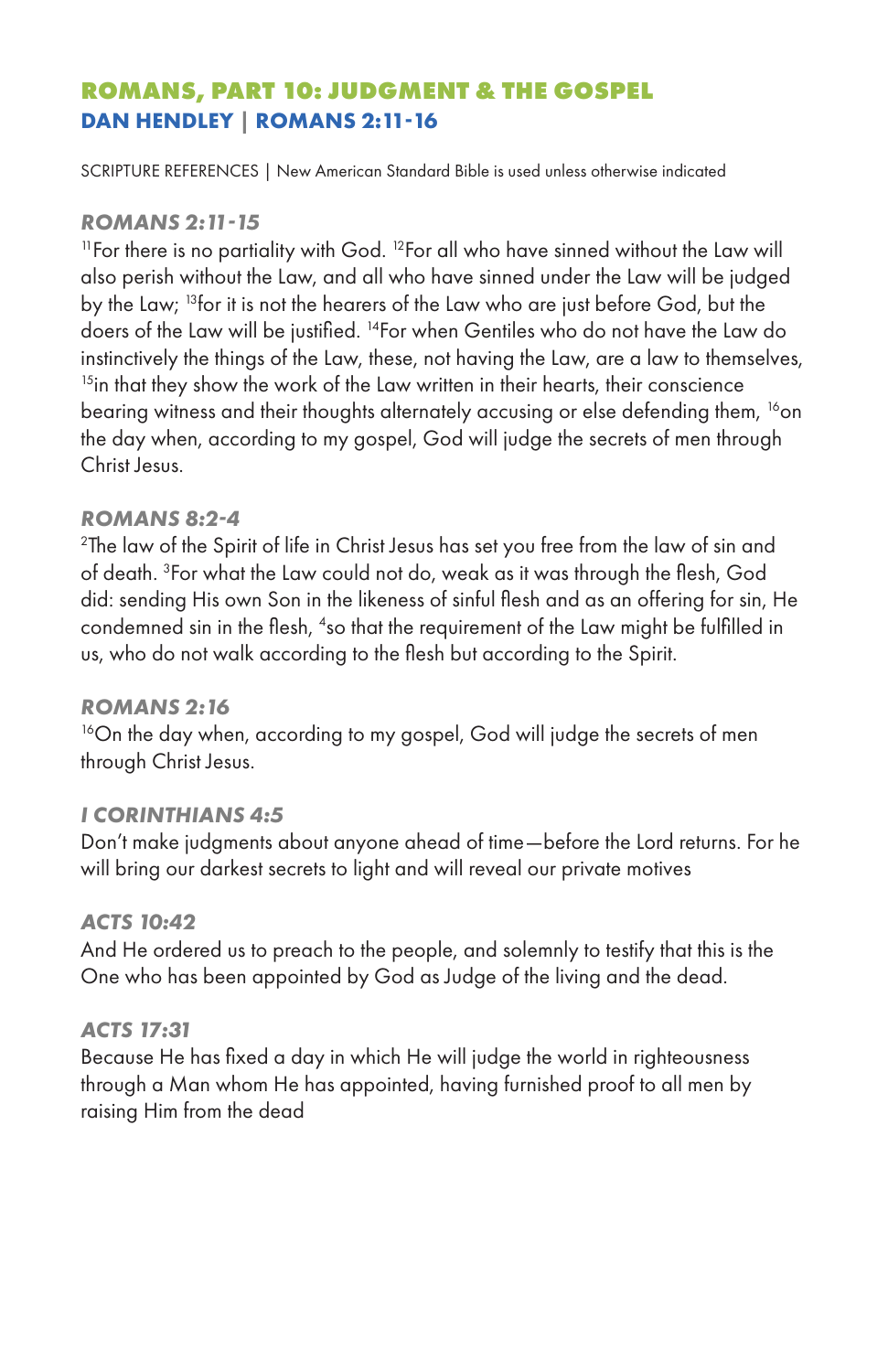## ROMANS, PART 10: JUDGMENT & THE GOSPEL

### DAN HENDLEY | ROMANS 2:11-16

SCRIPTURE REFERENCES | New American Standard Bible is used unless otherwise indicated

#### *ROMANS 2:11-15*

[11]For there is no partiality with God. [12]For all who have sinned without the Law will also perish without the Law, and all who have sinned under the Law will be judged by the Law; [13]for it is not the hearers of the Law who are just before God, but the doers of the Law will be justified. [14]For when Gentiles who do not have the Law do instinctively the things of the Law, these, not having the Law, are a law to themselves, [15]in that they show the work of the Law written in their hearts, their conscience bearing witness and their thoughts alternately accusing or else defending them, [16]on the day when, according to my gospel, God will judge the secrets of men through Christ Jesus.

#### *ROMANS 8:2-4*

[2]The law of the Spirit of life in Christ Jesus has set you free from the law of sin and of death. [3]For what the Law could not do, weak as it was through the flesh, God did: sending His own Son in the likeness of sinful flesh and as an offering for sin, He condemned sin in the flesh, [4]so that the requirement of the Law might be fulfilled in us, who do not walk according to the flesh but according to the Spirit.

#### *ROMANS 2:16*

[16]On the day when, according to my gospel, God will judge the secrets of men through Christ Jesus.

#### *I CORINTHIANS 4:5*

Don't make judgments about anyone ahead of time—before the Lord returns. For he will bring our darkest secrets to light and will reveal our private motives

#### *ACTS 10:42*

And He ordered us to preach to the people, and solemnly to testify that this is the One who has been appointed by God as Judge of the living and the dead.

#### *ACTS 17:31*

Because He has fixed a day in which He will judge the world in righteousness through a Man whom He has appointed, having furnished proof to all men by raising Him from the dead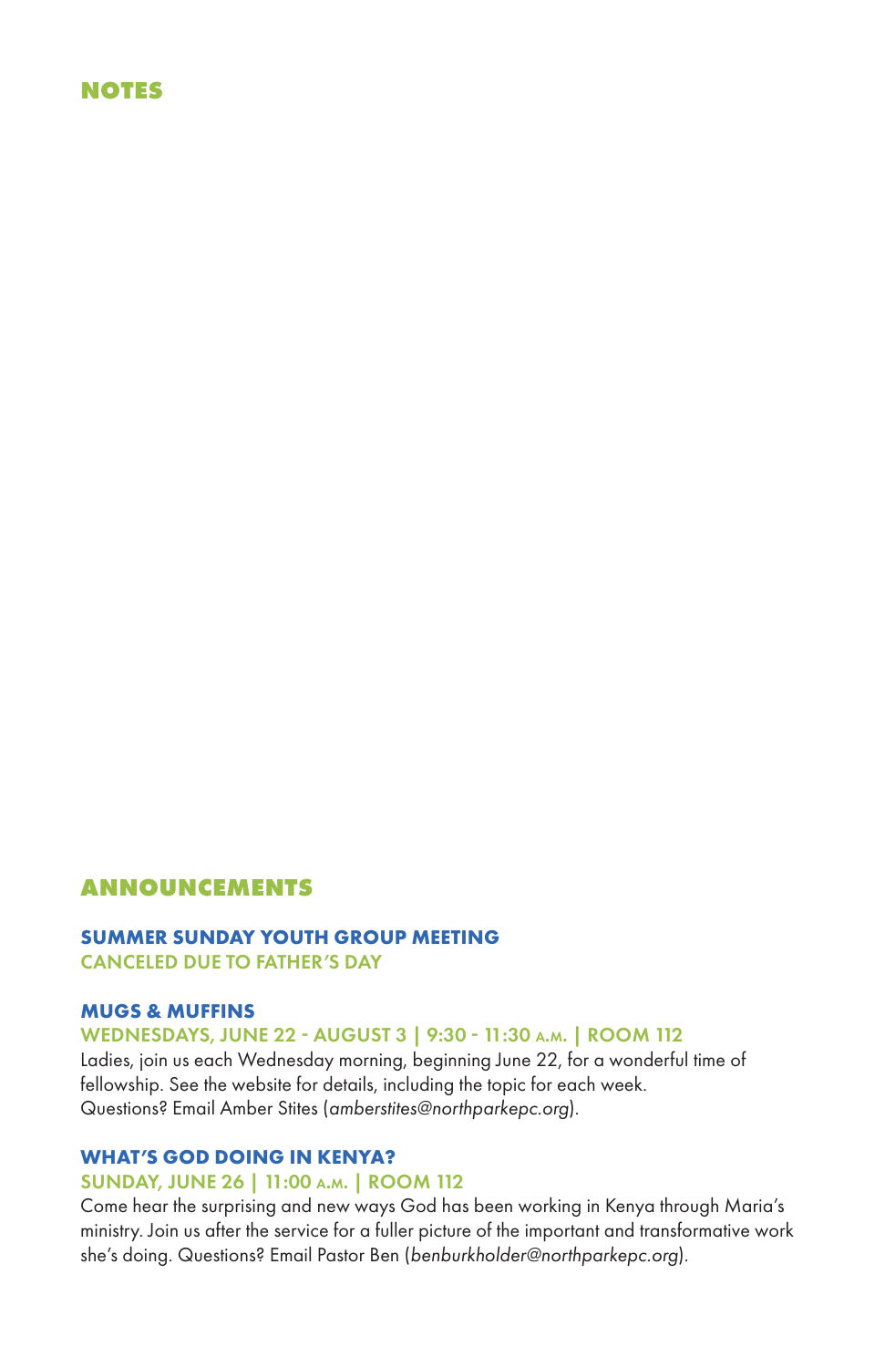## NOTES

## ANNOUNCEMENTS

### SUMMER SUNDAY YOUTH GROUP MEETING

CANCELED DUE TO FATHER'S DAY

### MUGS & MUFFINS

WEDNESDAYS, JUNE 22 - AUGUST 3 | 9:30 - 11:30 A.M. | ROOM 112

Ladies, join us each Wednesday morning, beginning June 22, for a wonderful time of fellowship. See the website for details, including the topic for each week. Questions? Email Amber Stites (*amberstites@northparkepc.org*).

### WHAT'S GOD DOING IN KENYA?

SUNDAY, JUNE 26 | 11:00 A.M. | ROOM 112

Come hear the surprising and new ways God has been working in Kenya through Maria's ministry. Join us after the service for a fuller picture of the important and transformative work she's doing. Questions? Email Pastor Ben (*benburkholder@northparkepc.org*).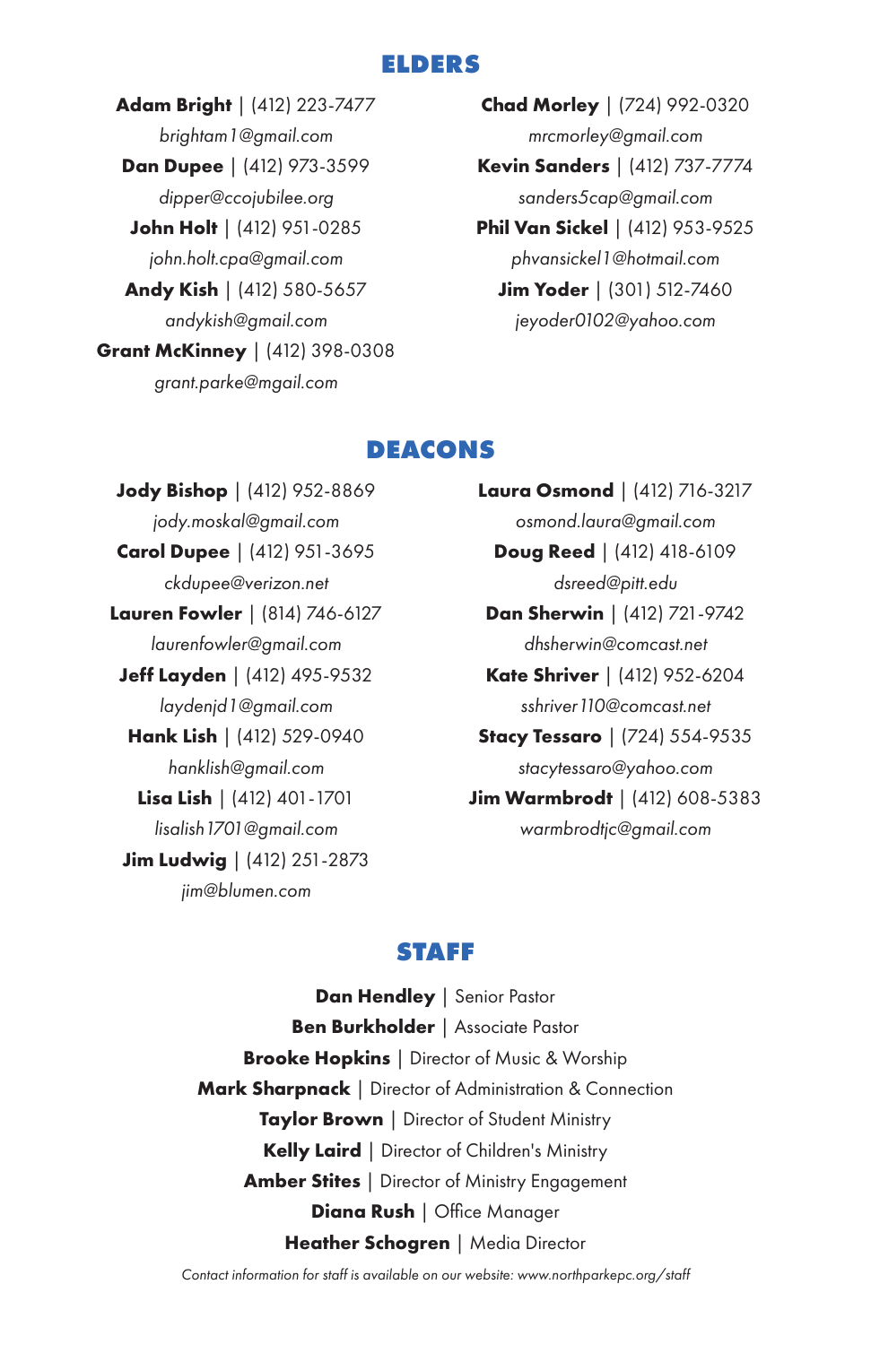## ELDERS

**Adam Bright** | (412) 223-7477
*brightam1@gmail.com*

**Dan Dupee** | (412) 973-3599
*dipper@ccojubilee.org*

**John Holt** | (412) 951-0285
*john.holt.cpa@gmail.com*

**Andy Kish** | (412) 580-5657
*andykish@gmail.com*

**Grant McKinney** | (412) 398-0308
*grant.parke@mgail.com*

**Chad Morley** | (724) 992-0320
*mrcmorley@gmail.com*

**Kevin Sanders** | (412) 737-7774
*sanders5cap@gmail.com*

**Phil Van Sickel** | (412) 953-9525
*phvansickel1@hotmail.com*

**Jim Yoder** | (301) 512-7460
*jeyoder0102@yahoo.com*

## DEACONS

**Jody Bishop** | (412) 952-8869
*jody.moskal@gmail.com*

**Carol Dupee** | (412) 951-3695
*ckdupee@verizon.net*

**Lauren Fowler** | (814) 746-6127
*laurenfowler@gmail.com*

**Jeff Layden** | (412) 495-9532
*laydenjd1@gmail.com*

**Hank Lish** | (412) 529-0940
*hanklish@gmail.com*

**Lisa Lish** | (412) 401-1701
*lisalish1701@gmail.com*

**Jim Ludwig** | (412) 251-2873
*jim@blumen.com*

**Laura Osmond** | (412) 716-3217
*osmond.laura@gmail.com*

**Doug Reed** | (412) 418-6109
*dsreed@pitt.edu*

**Dan Sherwin** | (412) 721-9742
*dhsherwin@comcast.net*

**Kate Shriver** | (412) 952-6204
*sshriver110@comcast.net*

**Stacy Tessaro** | (724) 554-9535
*stacytessaro@yahoo.com*

**Jim Warmbrodt** | (412) 608-5383
*warmbrodtjc@gmail.com*

## STAFF

**Dan Hendley** | Senior Pastor

**Ben Burkholder** | Associate Pastor

**Brooke Hopkins** | Director of Music & Worship

**Mark Sharpnack** | Director of Administration & Connection

**Taylor Brown** | Director of Student Ministry

**Kelly Laird** | Director of Children's Ministry

**Amber Stites** | Director of Ministry Engagement

**Diana Rush** | Office Manager

**Heather Schogren** | Media Director

*Contact information for staff is available on our website: www.northparkepc.org/staff*